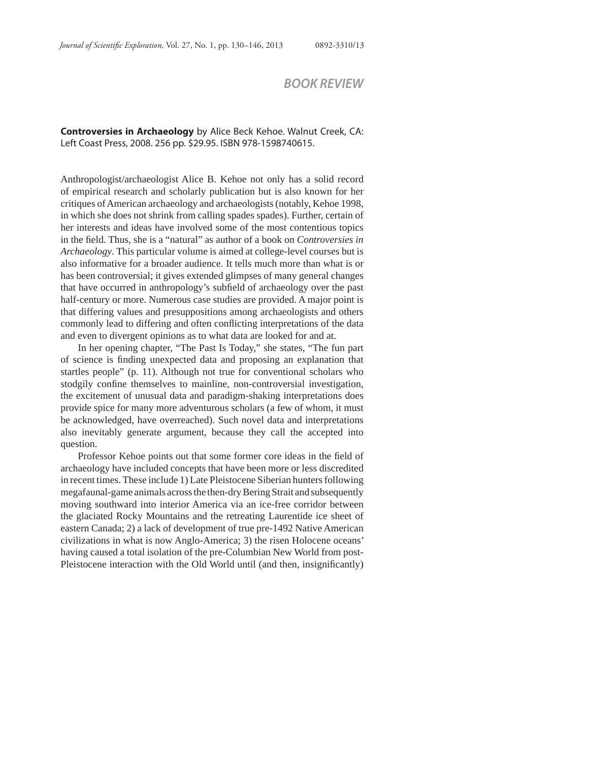## BOOK REVIEW

**Controversies in Archaeology** by Alice Beck Kehoe. Walnut Creek, CA: Left Coast Press, 2008. 256 pp. $29.95. ISBN 978-1598740615.

Anthropologist/archaeologist Alice B. Kehoe not only has a solid record of empirical research and scholarly publication but is also known for her critiques of American archaeology and archaeologists (notably, Kehoe 1998, in which she does not shrink from calling spades spades). Further, certain of her interests and ideas have involved some of the most contentious topics in the field. Thus, she is a "natural" as author of a book on *Controversies in Archaeology*. This particular volume is aimed at college-level courses but is also informative for a broader audience. It tells much more than what is or has been controversial; it gives extended glimpses of many general changes that have occurred in anthropology's subfield of archaeology over the past half-century or more. Numerous case studies are provided. A major point is that differing values and presuppositions among archaeologists and others commonly lead to differing and often conflicting interpretations of the data and even to divergent opinions as to what data are looked for and at.

In her opening chapter, "The Past Is Today," she states, "The fun part of science is finding unexpected data and proposing an explanation that startles people" (p. 11). Although not true for conventional scholars who stodgily confine themselves to mainline, non-controversial investigation, the excitement of unusual data and paradigm-shaking interpretations does provide spice for many more adventurous scholars (a few of whom, it must be acknowledged, have overreached). Such novel data and interpretations also inevitably generate argument, because they call the accepted into question.

Professor Kehoe points out that some former core ideas in the field of archaeology have included concepts that have been more or less discredited in recent times. These include 1) Late Pleistocene Siberian hunters following megafaunal-game animals across the then-dry Bering Strait and subsequently moving southward into interior America via an ice-free corridor between the glaciated Rocky Mountains and the retreating Laurentide ice sheet of eastern Canada; 2) a lack of development of true pre-1492 Native American civilizations in what is now Anglo-America; 3) the risen Holocene oceans' having caused a total isolation of the pre-Columbian New World from post-Pleistocene interaction with the Old World until (and then, insignificantly)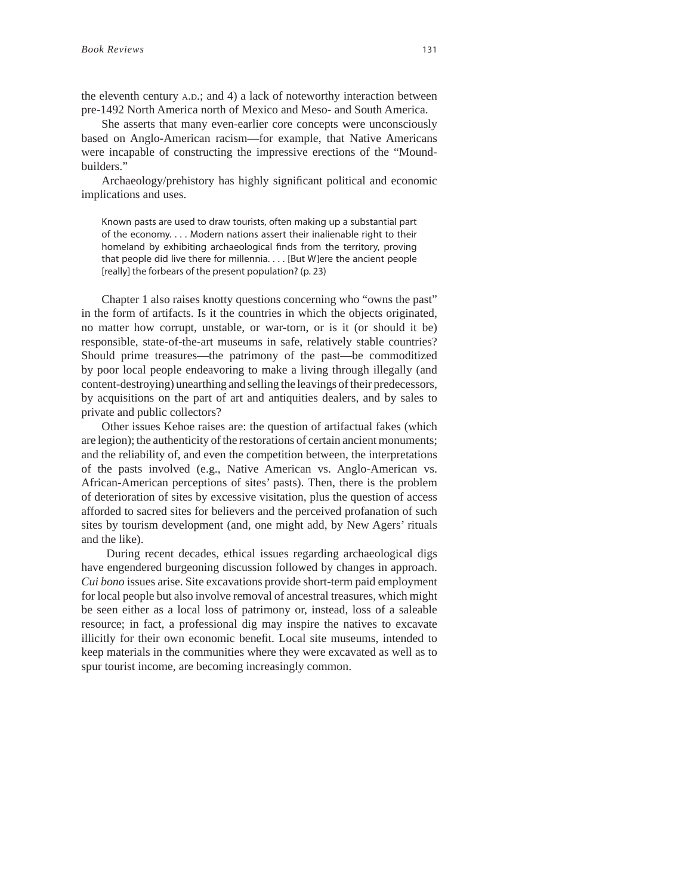the eleventh century A.D.; and 4) a lack of noteworthy interaction between pre-1492 North America north of Mexico and Meso- and South America.

She asserts that many even-earlier core concepts were unconsciously based on Anglo-American racism—for example, that Native Americans were incapable of constructing the impressive erections of the "Mound-builders."

Archaeology/prehistory has highly significant political and economic implications and uses.

> Known pasts are used to draw tourists, often making up a substantial part of the economy. . . . Modern nations assert their inalienable right to their homeland by exhibiting archaeological finds from the territory, proving that people did live there for millennia. . . . [But W]ere the ancient people [really] the forbears of the present population? (p. 23)

Chapter 1 also raises knotty questions concerning who "owns the past" in the form of artifacts. Is it the countries in which the objects originated, no matter how corrupt, unstable, or war-torn, or is it (or should it be) responsible, state-of-the-art museums in safe, relatively stable countries? Should prime treasures—the patrimony of the past—be commoditized by poor local people endeavoring to make a living through illegally (and content-destroying) unearthing and selling the leavings of their predecessors, by acquisitions on the part of art and antiquities dealers, and by sales to private and public collectors?

Other issues Kehoe raises are: the question of artifactual fakes (which are legion); the authenticity of the restorations of certain ancient monuments; and the reliability of, and even the competition between, the interpretations of the pasts involved (e.g., Native American vs. Anglo-American vs. African-American perceptions of sites' pasts). Then, there is the problem of deterioration of sites by excessive visitation, plus the question of access afforded to sacred sites for believers and the perceived profanation of such sites by tourism development (and, one might add, by New Agers' rituals and the like).

During recent decades, ethical issues regarding archaeological digs have engendered burgeoning discussion followed by changes in approach. *Cui bono* issues arise. Site excavations provide short-term paid employment for local people but also involve removal of ancestral treasures, which might be seen either as a local loss of patrimony or, instead, loss of a saleable resource; in fact, a professional dig may inspire the natives to excavate illicitly for their own economic benefit. Local site museums, intended to keep materials in the communities where they were excavated as well as to spur tourist income, are becoming increasingly common.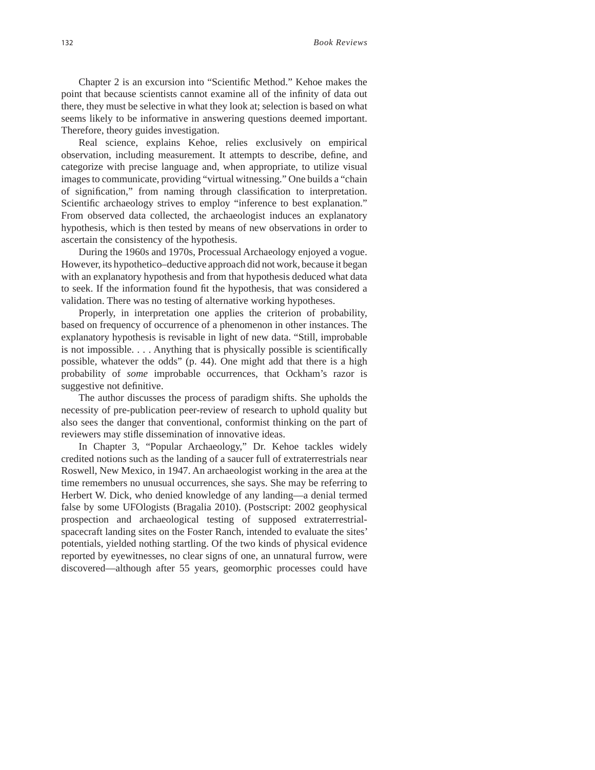Chapter 2 is an excursion into "Scientific Method." Kehoe makes the point that because scientists cannot examine all of the infinity of data out there, they must be selective in what they look at; selection is based on what seems likely to be informative in answering questions deemed important. Therefore, theory guides investigation.

Real science, explains Kehoe, relies exclusively on empirical observation, including measurement. It attempts to describe, define, and categorize with precise language and, when appropriate, to utilize visual images to communicate, providing "virtual witnessing." One builds a "chain of signification," from naming through classification to interpretation. Scientific archaeology strives to employ "inference to best explanation." From observed data collected, the archaeologist induces an explanatory hypothesis, which is then tested by means of new observations in order to ascertain the consistency of the hypothesis.

During the 1960s and 1970s, Processual Archaeology enjoyed a vogue. However, its hypothetico–deductive approach did not work, because it began with an explanatory hypothesis and from that hypothesis deduced what data to seek. If the information found fit the hypothesis, that was considered a validation. There was no testing of alternative working hypotheses.

Properly, in interpretation one applies the criterion of probability, based on frequency of occurrence of a phenomenon in other instances. The explanatory hypothesis is revisable in light of new data. "Still, improbable is not impossible. . . . Anything that is physically possible is scientifically possible, whatever the odds" (p. 44). One might add that there is a high probability of *some* improbable occurrences, that Ockham's razor is suggestive not definitive.

The author discusses the process of paradigm shifts. She upholds the necessity of pre-publication peer-review of research to uphold quality but also sees the danger that conventional, conformist thinking on the part of reviewers may stifle dissemination of innovative ideas.

In Chapter 3, "Popular Archaeology," Dr. Kehoe tackles widely credited notions such as the landing of a saucer full of extraterrestrials near Roswell, New Mexico, in 1947. An archaeologist working in the area at the time remembers no unusual occurrences, she says. She may be referring to Herbert W. Dick, who denied knowledge of any landing—a denial termed false by some UFOlogists (Bragalia 2010). (Postscript: 2002 geophysical prospection and archaeological testing of supposed extraterrestrial-spacecraft landing sites on the Foster Ranch, intended to evaluate the sites' potentials, yielded nothing startling. Of the two kinds of physical evidence reported by eyewitnesses, no clear signs of one, an unnatural furrow, were discovered—although after 55 years, geomorphic processes could have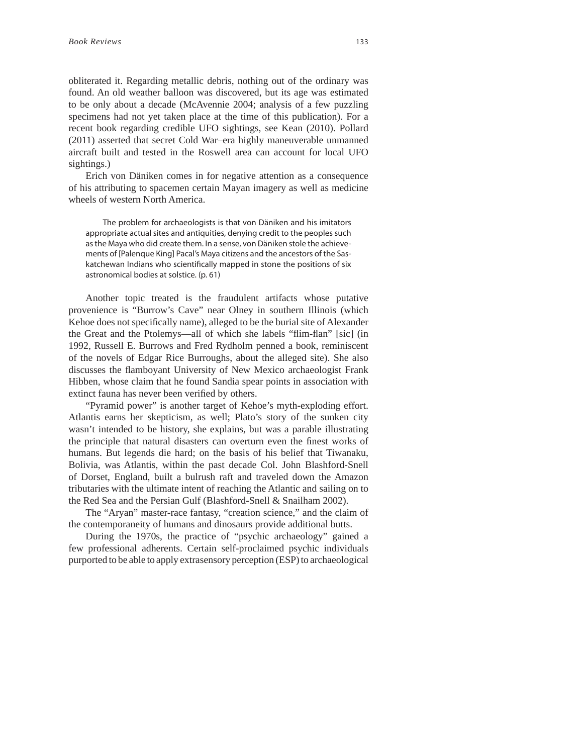obliterated it. Regarding metallic debris, nothing out of the ordinary was found. An old weather balloon was discovered, but its age was estimated to be only about a decade (McAvennie 2004; analysis of a few puzzling specimens had not yet taken place at the time of this publication). For a recent book regarding credible UFO sightings, see Kean (2010). Pollard (2011) asserted that secret Cold War–era highly maneuverable unmanned aircraft built and tested in the Roswell area can account for local UFO sightings.)

Erich von Däniken comes in for negative attention as a consequence of his attributing to spacemen certain Mayan imagery as well as medicine wheels of western North America.

> The problem for archaeologists is that von Däniken and his imitators appropriate actual sites and antiquities, denying credit to the peoples such as the Maya who did create them. In a sense, von Däniken stole the achievements of [Palenque King] Pacal's Maya citizens and the ancestors of the Saskatchewan Indians who scientifically mapped in stone the positions of six astronomical bodies at solstice. (p. 61)

Another topic treated is the fraudulent artifacts whose putative provenience is "Burrow's Cave" near Olney in southern Illinois (which Kehoe does not specifically name), alleged to be the burial site of Alexander the Great and the Ptolemys—all of which she labels "flim-flan" [sic] (in 1992, Russell E. Burrows and Fred Rydholm penned a book, reminiscent of the novels of Edgar Rice Burroughs, about the alleged site). She also discusses the flamboyant University of New Mexico archaeologist Frank Hibben, whose claim that he found Sandia spear points in association with extinct fauna has never been verified by others.

"Pyramid power" is another target of Kehoe's myth-exploding effort. Atlantis earns her skepticism, as well; Plato's story of the sunken city wasn't intended to be history, she explains, but was a parable illustrating the principle that natural disasters can overturn even the finest works of humans. But legends die hard; on the basis of his belief that Tiwanaku, Bolivia, was Atlantis, within the past decade Col. John Blashford-Snell of Dorset, England, built a bulrush raft and traveled down the Amazon tributaries with the ultimate intent of reaching the Atlantic and sailing on to the Red Sea and the Persian Gulf (Blashford-Snell & Snailham 2002).

The "Aryan" master-race fantasy, "creation science," and the claim of the contemporaneity of humans and dinosaurs provide additional butts.

During the 1970s, the practice of "psychic archaeology" gained a few professional adherents. Certain self-proclaimed psychic individuals purported to be able to apply extrasensory perception (ESP) to archaeological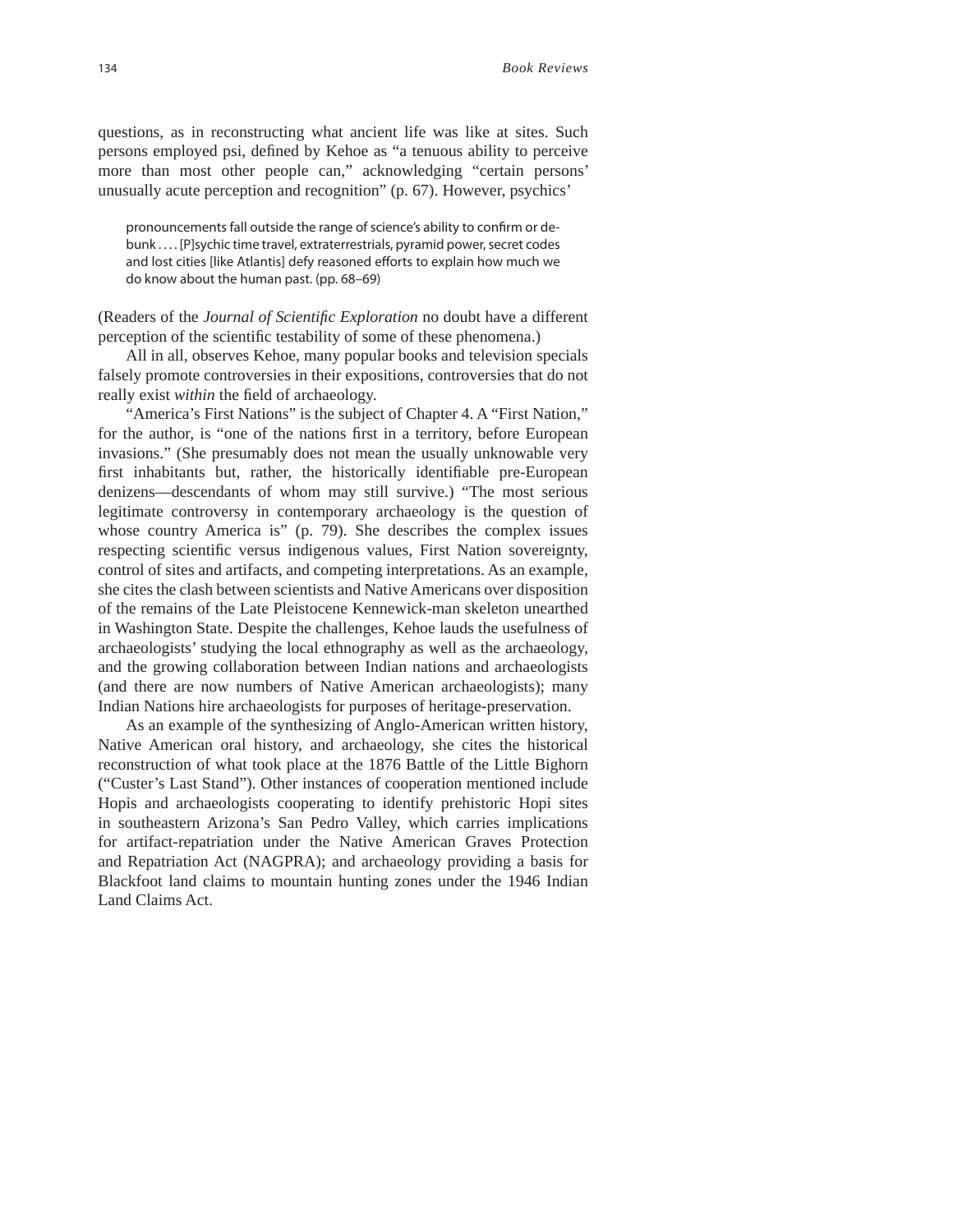questions, as in reconstructing what ancient life was like at sites. Such persons employed psi, defined by Kehoe as "a tenuous ability to perceive more than most other people can," acknowledging "certain persons' unusually acute perception and recognition" (p. 67). However, psychics'

> pronouncements fall outside the range of science's ability to confirm or debunk . . . . [P]sychic time travel, extraterrestrials, pyramid power, secret codes and lost cities [like Atlantis] defy reasoned efforts to explain how much we do know about the human past. (pp. 68–69)

(Readers of the *Journal of Scientific Exploration* no doubt have a different perception of the scientific testability of some of these phenomena.)

All in all, observes Kehoe, many popular books and television specials falsely promote controversies in their expositions, controversies that do not really exist *within* the field of archaeology.

"America's First Nations" is the subject of Chapter 4. A "First Nation," for the author, is "one of the nations first in a territory, before European invasions." (She presumably does not mean the usually unknowable very first inhabitants but, rather, the historically identifiable pre-European denizens—descendants of whom may still survive.) "The most serious legitimate controversy in contemporary archaeology is the question of whose country America is" (p. 79). She describes the complex issues respecting scientific versus indigenous values, First Nation sovereignty, control of sites and artifacts, and competing interpretations. As an example, she cites the clash between scientists and Native Americans over disposition of the remains of the Late Pleistocene Kennewick-man skeleton unearthed in Washington State. Despite the challenges, Kehoe lauds the usefulness of archaeologists' studying the local ethnography as well as the archaeology, and the growing collaboration between Indian nations and archaeologists (and there are now numbers of Native American archaeologists); many Indian Nations hire archaeologists for purposes of heritage-preservation.

As an example of the synthesizing of Anglo-American written history, Native American oral history, and archaeology, she cites the historical reconstruction of what took place at the 1876 Battle of the Little Bighorn ("Custer's Last Stand"). Other instances of cooperation mentioned include Hopis and archaeologists cooperating to identify prehistoric Hopi sites in southeastern Arizona's San Pedro Valley, which carries implications for artifact-repatriation under the Native American Graves Protection and Repatriation Act (NAGPRA); and archaeology providing a basis for Blackfoot land claims to mountain hunting zones under the 1946 Indian Land Claims Act.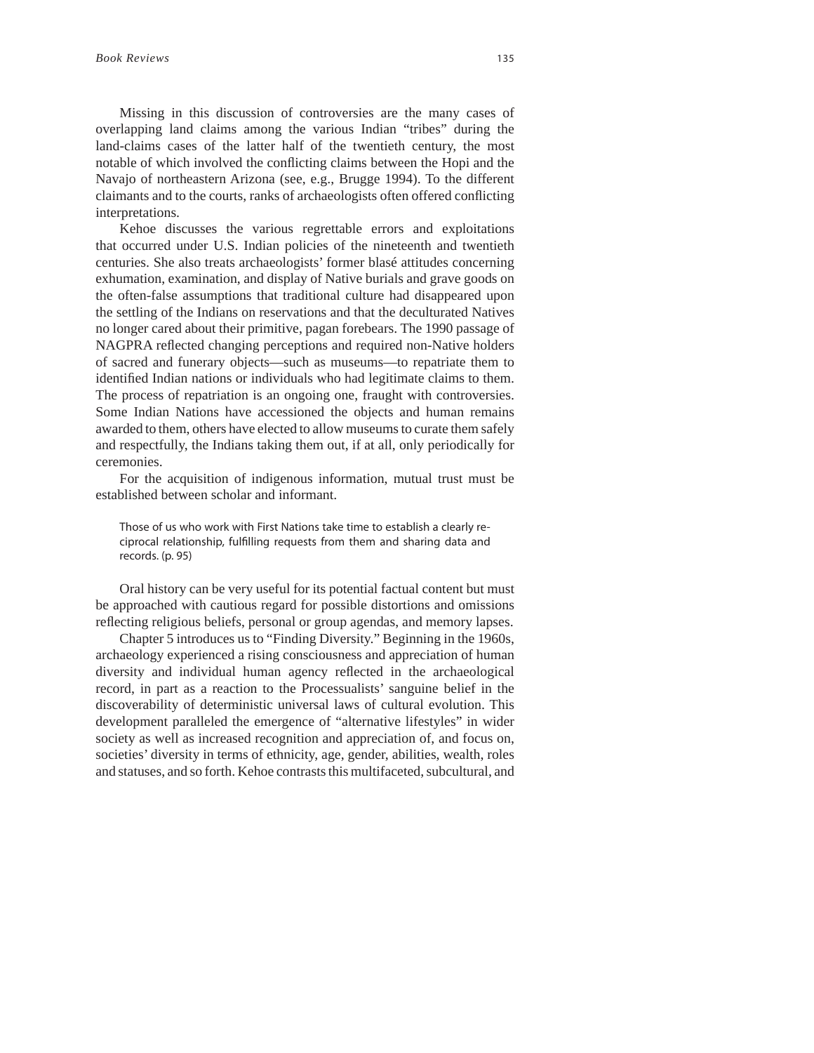Missing in this discussion of controversies are the many cases of overlapping land claims among the various Indian "tribes" during the land-claims cases of the latter half of the twentieth century, the most notable of which involved the conflicting claims between the Hopi and the Navajo of northeastern Arizona (see, e.g., Brugge 1994). To the different claimants and to the courts, ranks of archaeologists often offered conflicting interpretations.

Kehoe discusses the various regrettable errors and exploitations that occurred under U.S. Indian policies of the nineteenth and twentieth centuries. She also treats archaeologists' former blasé attitudes concerning exhumation, examination, and display of Native burials and grave goods on the often-false assumptions that traditional culture had disappeared upon the settling of the Indians on reservations and that the deculturated Natives no longer cared about their primitive, pagan forebears. The 1990 passage of NAGPRA reflected changing perceptions and required non-Native holders of sacred and funerary objects—such as museums—to repatriate them to identified Indian nations or individuals who had legitimate claims to them. The process of repatriation is an ongoing one, fraught with controversies. Some Indian Nations have accessioned the objects and human remains awarded to them, others have elected to allow museums to curate them safely and respectfully, the Indians taking them out, if at all, only periodically for ceremonies.

For the acquisition of indigenous information, mutual trust must be established between scholar and informant.

> Those of us who work with First Nations take time to establish a clearly reciprocal relationship, fulfilling requests from them and sharing data and records. (p. 95)

Oral history can be very useful for its potential factual content but must be approached with cautious regard for possible distortions and omissions reflecting religious beliefs, personal or group agendas, and memory lapses.

Chapter 5 introduces us to "Finding Diversity." Beginning in the 1960s, archaeology experienced a rising consciousness and appreciation of human diversity and individual human agency reflected in the archaeological record, in part as a reaction to the Processualists' sanguine belief in the discoverability of deterministic universal laws of cultural evolution. This development paralleled the emergence of "alternative lifestyles" in wider society as well as increased recognition and appreciation of, and focus on, societies' diversity in terms of ethnicity, age, gender, abilities, wealth, roles and statuses, and so forth. Kehoe contrasts this multifaceted, subcultural, and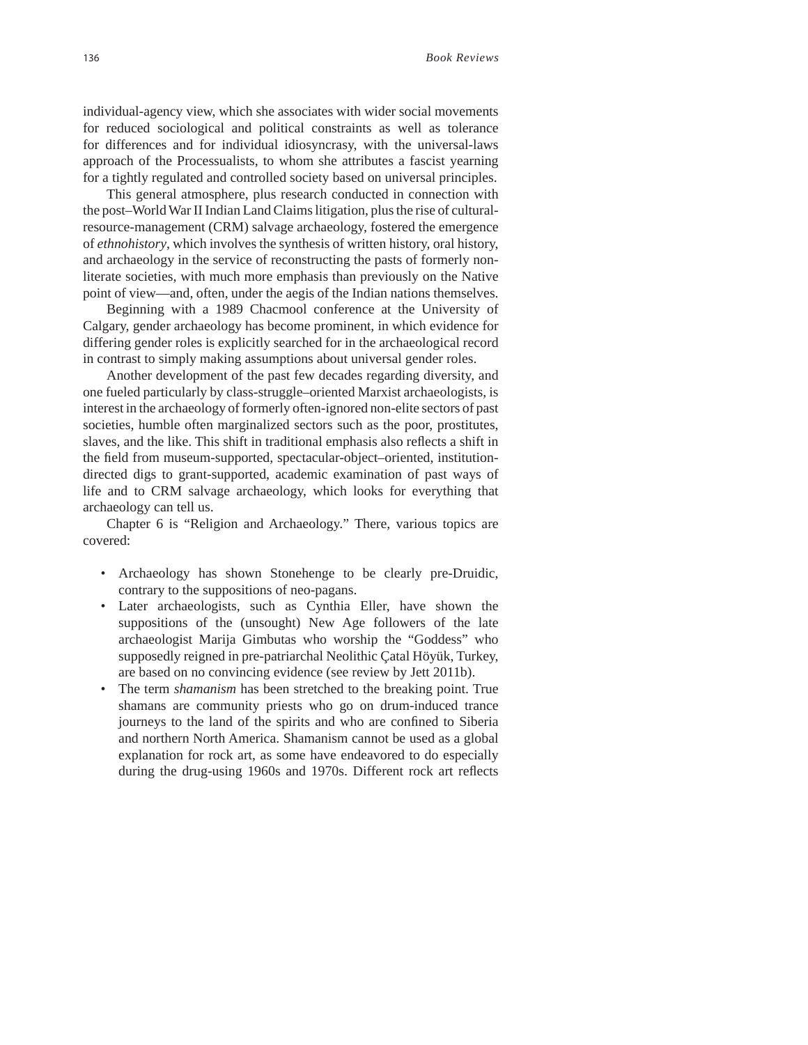individual-agency view, which she associates with wider social movements for reduced sociological and political constraints as well as tolerance for differences and for individual idiosyncrasy, with the universal-laws approach of the Processualists, to whom she attributes a fascist yearning for a tightly regulated and controlled society based on universal principles.

This general atmosphere, plus research conducted in connection with the post–World War II Indian Land Claims litigation, plus the rise of cultural-resource-management (CRM) salvage archaeology, fostered the emergence of *ethnohistory*, which involves the synthesis of written history, oral history, and archaeology in the service of reconstructing the pasts of formerly non-literate societies, with much more emphasis than previously on the Native point of view—and, often, under the aegis of the Indian nations themselves.

Beginning with a 1989 Chacmool conference at the University of Calgary, gender archaeology has become prominent, in which evidence for differing gender roles is explicitly searched for in the archaeological record in contrast to simply making assumptions about universal gender roles.

Another development of the past few decades regarding diversity, and one fueled particularly by class-struggle–oriented Marxist archaeologists, is interest in the archaeology of formerly often-ignored non-elite sectors of past societies, humble often marginalized sectors such as the poor, prostitutes, slaves, and the like. This shift in traditional emphasis also reflects a shift in the field from museum-supported, spectacular-object–oriented, institution-directed digs to grant-supported, academic examination of past ways of life and to CRM salvage archaeology, which looks for everything that archaeology can tell us.

Chapter 6 is "Religion and Archaeology." There, various topics are covered:

- Archaeology has shown Stonehenge to be clearly pre-Druidic, contrary to the suppositions of neo-pagans.
- Later archaeologists, such as Cynthia Eller, have shown the suppositions of the (unsought) New Age followers of the late archaeologist Marija Gimbutas who worship the "Goddess" who supposedly reigned in pre-patriarchal Neolithic Çatal Höyük, Turkey, are based on no convincing evidence (see review by Jett 2011b).
- The term *shamanism* has been stretched to the breaking point. True shamans are community priests who go on drum-induced trance journeys to the land of the spirits and who are confined to Siberia and northern North America. Shamanism cannot be used as a global explanation for rock art, as some have endeavored to do especially during the drug-using 1960s and 1970s. Different rock art reflects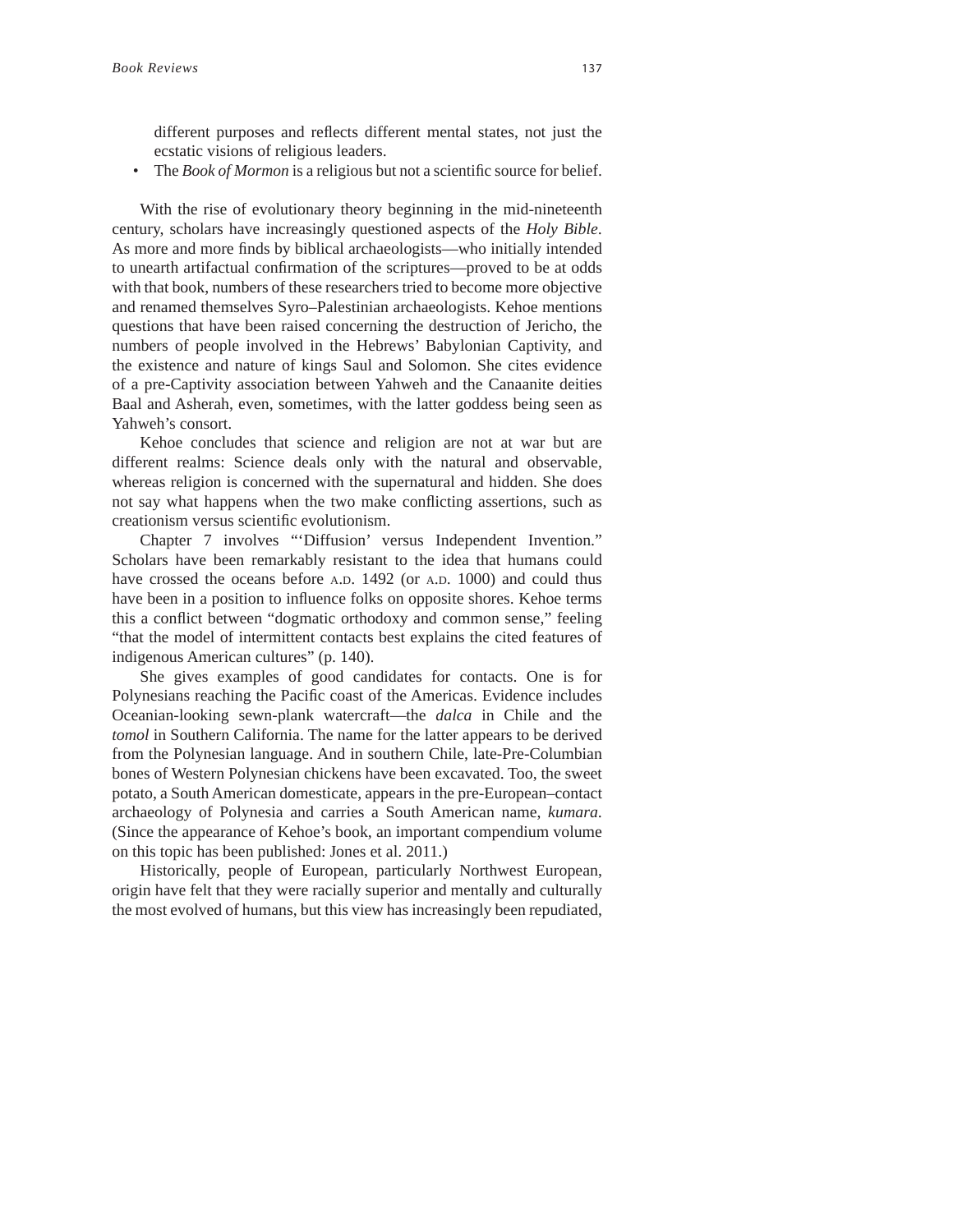different purposes and reflects different mental states, not just the ecstatic visions of religious leaders.

- The *Book of Mormon* is a religious but not a scientific source for belief.

With the rise of evolutionary theory beginning in the mid-nineteenth century, scholars have increasingly questioned aspects of the *Holy Bible*. As more and more finds by biblical archaeologists—who initially intended to unearth artifactual confirmation of the scriptures—proved to be at odds with that book, numbers of these researchers tried to become more objective and renamed themselves Syro–Palestinian archaeologists. Kehoe mentions questions that have been raised concerning the destruction of Jericho, the numbers of people involved in the Hebrews' Babylonian Captivity, and the existence and nature of kings Saul and Solomon. She cites evidence of a pre-Captivity association between Yahweh and the Canaanite deities Baal and Asherah, even, sometimes, with the latter goddess being seen as Yahweh's consort.

Kehoe concludes that science and religion are not at war but are different realms: Science deals only with the natural and observable, whereas religion is concerned with the supernatural and hidden. She does not say what happens when the two make conflicting assertions, such as creationism versus scientific evolutionism.

Chapter 7 involves "'Diffusion' versus Independent Invention." Scholars have been remarkably resistant to the idea that humans could have crossed the oceans before A.D. 1492 (or A.D. 1000) and could thus have been in a position to influence folks on opposite shores. Kehoe terms this a conflict between "dogmatic orthodoxy and common sense," feeling "that the model of intermittent contacts best explains the cited features of indigenous American cultures" (p. 140).

She gives examples of good candidates for contacts. One is for Polynesians reaching the Pacific coast of the Americas. Evidence includes Oceanian-looking sewn-plank watercraft—the *dalca* in Chile and the *tomol* in Southern California. The name for the latter appears to be derived from the Polynesian language. And in southern Chile, late-Pre-Columbian bones of Western Polynesian chickens have been excavated. Too, the sweet potato, a South American domesticate, appears in the pre-European–contact archaeology of Polynesia and carries a South American name, *kumara*. (Since the appearance of Kehoe's book, an important compendium volume on this topic has been published: Jones et al. 2011.)

Historically, people of European, particularly Northwest European, origin have felt that they were racially superior and mentally and culturally the most evolved of humans, but this view has increasingly been repudiated,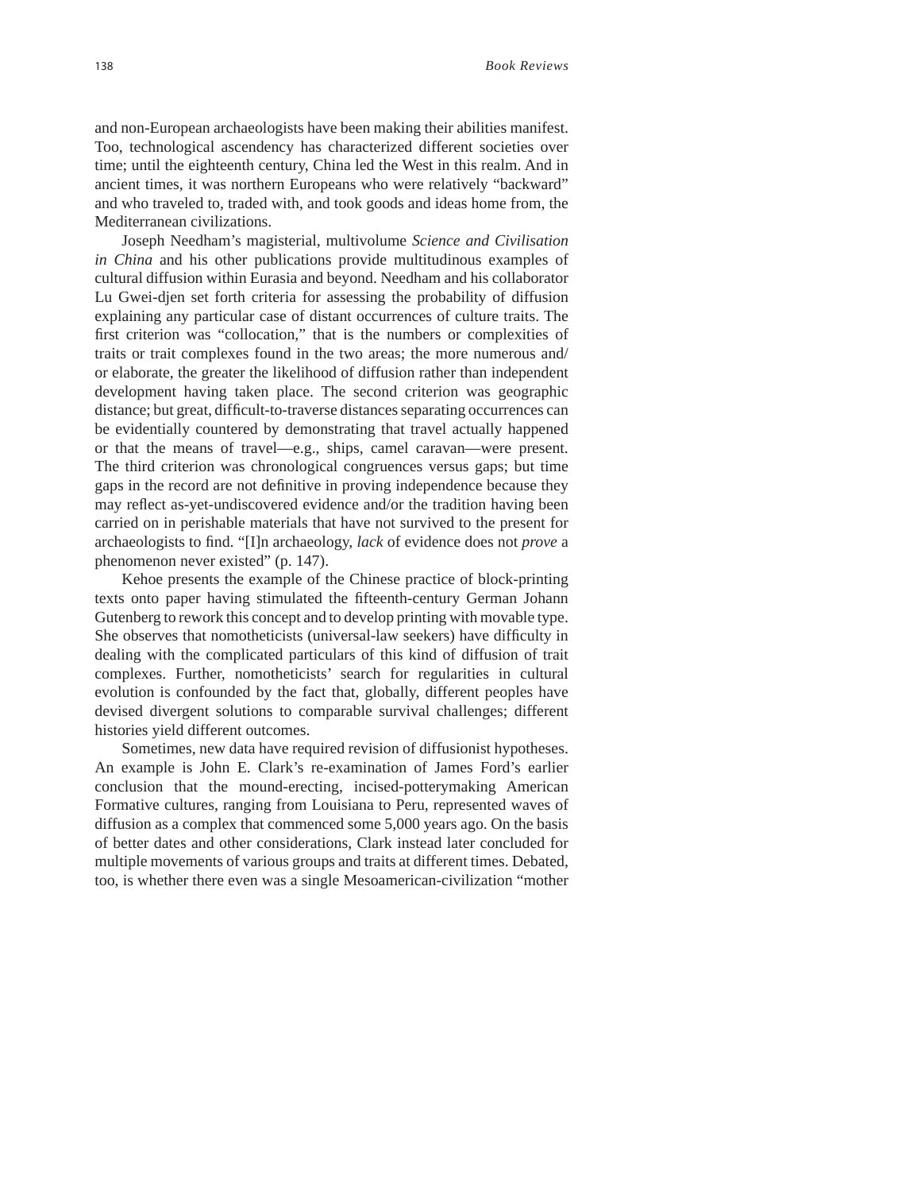and non-European archaeologists have been making their abilities manifest. Too, technological ascendency has characterized different societies over time; until the eighteenth century, China led the West in this realm. And in ancient times, it was northern Europeans who were relatively "backward" and who traveled to, traded with, and took goods and ideas home from, the Mediterranean civilizations.

Joseph Needham's magisterial, multivolume *Science and Civilisation in China* and his other publications provide multitudinous examples of cultural diffusion within Eurasia and beyond. Needham and his collaborator Lu Gwei-djen set forth criteria for assessing the probability of diffusion explaining any particular case of distant occurrences of culture traits. The first criterion was "collocation," that is the numbers or complexities of traits or trait complexes found in the two areas; the more numerous and/or elaborate, the greater the likelihood of diffusion rather than independent development having taken place. The second criterion was geographic distance; but great, difficult-to-traverse distances separating occurrences can be evidentially countered by demonstrating that travel actually happened or that the means of travel—e.g., ships, camel caravan—were present. The third criterion was chronological congruences versus gaps; but time gaps in the record are not definitive in proving independence because they may reflect as-yet-undiscovered evidence and/or the tradition having been carried on in perishable materials that have not survived to the present for archaeologists to find. "[I]n archaeology, *lack* of evidence does not *prove* a phenomenon never existed" (p. 147).

Kehoe presents the example of the Chinese practice of block-printing texts onto paper having stimulated the fifteenth-century German Johann Gutenberg to rework this concept and to develop printing with movable type. She observes that nomotheticists (universal-law seekers) have difficulty in dealing with the complicated particulars of this kind of diffusion of trait complexes. Further, nomotheticists' search for regularities in cultural evolution is confounded by the fact that, globally, different peoples have devised divergent solutions to comparable survival challenges; different histories yield different outcomes.

Sometimes, new data have required revision of diffusionist hypotheses. An example is John E. Clark's re-examination of James Ford's earlier conclusion that the mound-erecting, incised-potterymaking American Formative cultures, ranging from Louisiana to Peru, represented waves of diffusion as a complex that commenced some 5,000 years ago. On the basis of better dates and other considerations, Clark instead later concluded for multiple movements of various groups and traits at different times. Debated, too, is whether there even was a single Mesoamerican-civilization "mother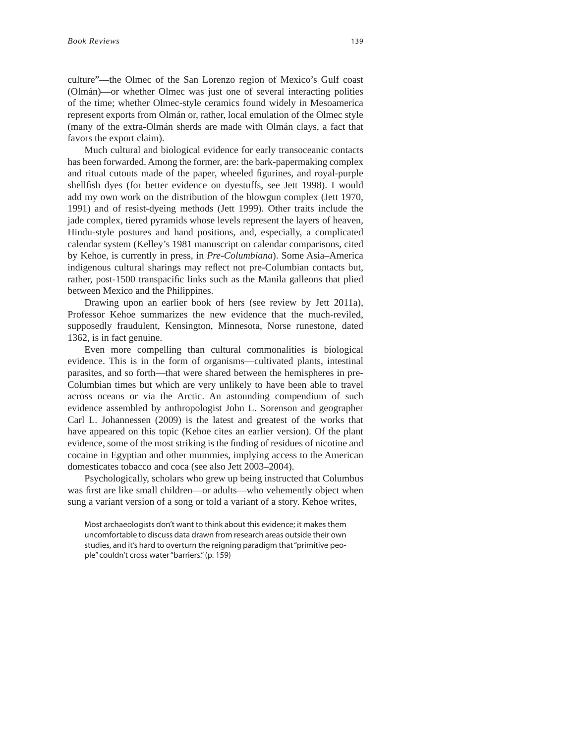culture"—the Olmec of the San Lorenzo region of Mexico's Gulf coast (Olmán)—or whether Olmec was just one of several interacting polities of the time; whether Olmec-style ceramics found widely in Mesoamerica represent exports from Olmán or, rather, local emulation of the Olmec style (many of the extra-Olmán sherds are made with Olmán clays, a fact that favors the export claim).

Much cultural and biological evidence for early transoceanic contacts has been forwarded. Among the former, are: the bark-papermaking complex and ritual cutouts made of the paper, wheeled figurines, and royal-purple shellfish dyes (for better evidence on dyestuffs, see Jett 1998). I would add my own work on the distribution of the blowgun complex (Jett 1970, 1991) and of resist-dyeing methods (Jett 1999). Other traits include the jade complex, tiered pyramids whose levels represent the layers of heaven, Hindu-style postures and hand positions, and, especially, a complicated calendar system (Kelley's 1981 manuscript on calendar comparisons, cited by Kehoe, is currently in press, in *Pre-Columbiana*). Some Asia–America indigenous cultural sharings may reflect not pre-Columbian contacts but, rather, post-1500 transpacific links such as the Manila galleons that plied between Mexico and the Philippines.

Drawing upon an earlier book of hers (see review by Jett 2011a), Professor Kehoe summarizes the new evidence that the much-reviled, supposedly fraudulent, Kensington, Minnesota, Norse runestone, dated 1362, is in fact genuine.

Even more compelling than cultural commonalities is biological evidence. This is in the form of organisms—cultivated plants, intestinal parasites, and so forth—that were shared between the hemispheres in pre-Columbian times but which are very unlikely to have been able to travel across oceans or via the Arctic. An astounding compendium of such evidence assembled by anthropologist John L. Sorenson and geographer Carl L. Johannessen (2009) is the latest and greatest of the works that have appeared on this topic (Kehoe cites an earlier version). Of the plant evidence, some of the most striking is the finding of residues of nicotine and cocaine in Egyptian and other mummies, implying access to the American domesticates tobacco and coca (see also Jett 2003–2004).

Psychologically, scholars who grew up being instructed that Columbus was first are like small children—or adults—who vehemently object when sung a variant version of a song or told a variant of a story. Kehoe writes,

> Most archaeologists don't want to think about this evidence; it makes them uncomfortable to discuss data drawn from research areas outside their own studies, and it's hard to overturn the reigning paradigm that "primitive people" couldn't cross water "barriers." (p. 159)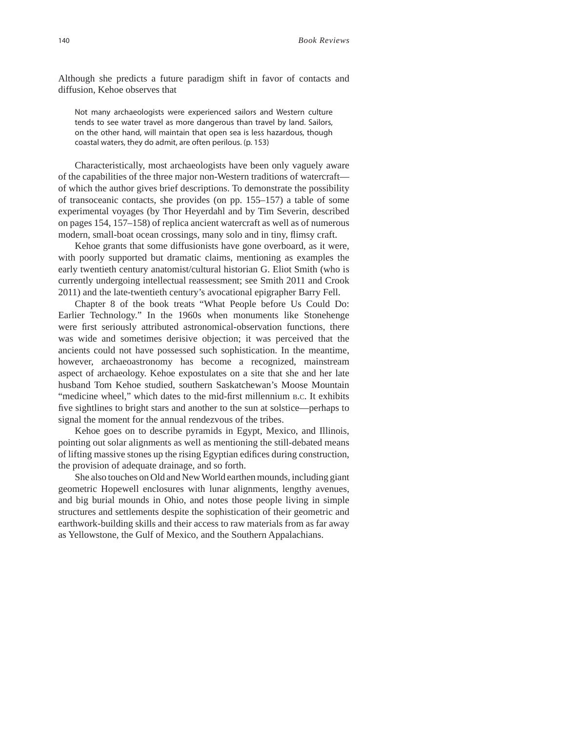Although she predicts a future paradigm shift in favor of contacts and diffusion, Kehoe observes that

> Not many archaeologists were experienced sailors and Western culture tends to see water travel as more dangerous than travel by land. Sailors, on the other hand, will maintain that open sea is less hazardous, though coastal waters, they do admit, are often perilous. (p. 153)

Characteristically, most archaeologists have been only vaguely aware of the capabilities of the three major non-Western traditions of watercraft—of which the author gives brief descriptions. To demonstrate the possibility of transoceanic contacts, she provides (on pp. 155–157) a table of some experimental voyages (by Thor Heyerdahl and by Tim Severin, described on pages 154, 157–158) of replica ancient watercraft as well as of numerous modern, small-boat ocean crossings, many solo and in tiny, flimsy craft.

Kehoe grants that some diffusionists have gone overboard, as it were, with poorly supported but dramatic claims, mentioning as examples the early twentieth century anatomist/cultural historian G. Eliot Smith (who is currently undergoing intellectual reassessment; see Smith 2011 and Crook 2011) and the late-twentieth century's avocational epigrapher Barry Fell.

Chapter 8 of the book treats "What People before Us Could Do: Earlier Technology." In the 1960s when monuments like Stonehenge were first seriously attributed astronomical-observation functions, there was wide and sometimes derisive objection; it was perceived that the ancients could not have possessed such sophistication. In the meantime, however, archaeoastronomy has become a recognized, mainstream aspect of archaeology. Kehoe expostulates on a site that she and her late husband Tom Kehoe studied, southern Saskatchewan's Moose Mountain "medicine wheel," which dates to the mid-first millennium B.C. It exhibits five sightlines to bright stars and another to the sun at solstice—perhaps to signal the moment for the annual rendezvous of the tribes.

Kehoe goes on to describe pyramids in Egypt, Mexico, and Illinois, pointing out solar alignments as well as mentioning the still-debated means of lifting massive stones up the rising Egyptian edifices during construction, the provision of adequate drainage, and so forth.

She also touches on Old and New World earthen mounds, including giant geometric Hopewell enclosures with lunar alignments, lengthy avenues, and big burial mounds in Ohio, and notes those people living in simple structures and settlements despite the sophistication of their geometric and earthwork-building skills and their access to raw materials from as far away as Yellowstone, the Gulf of Mexico, and the Southern Appalachians.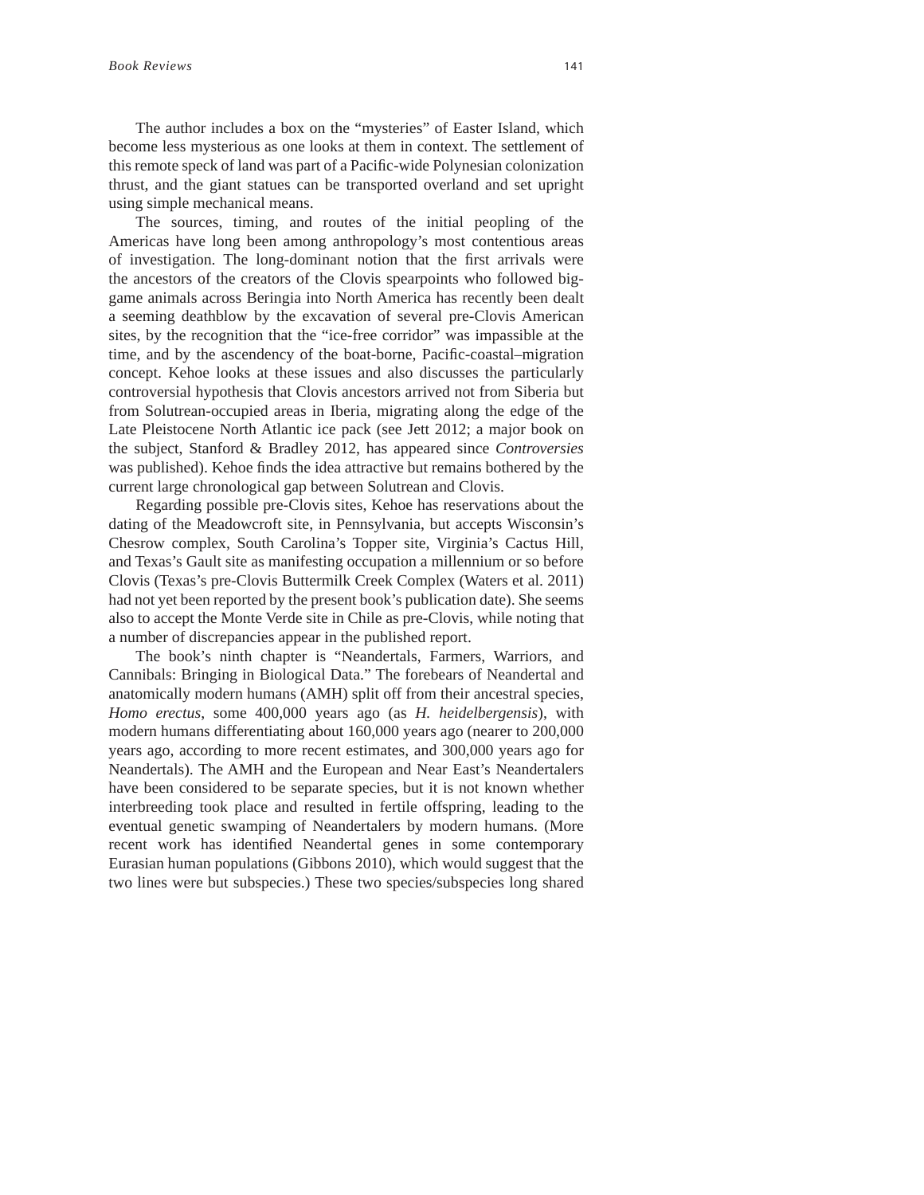The author includes a box on the "mysteries" of Easter Island, which become less mysterious as one looks at them in context. The settlement of this remote speck of land was part of a Pacific-wide Polynesian colonization thrust, and the giant statues can be transported overland and set upright using simple mechanical means.

The sources, timing, and routes of the initial peopling of the Americas have long been among anthropology's most contentious areas of investigation. The long-dominant notion that the first arrivals were the ancestors of the creators of the Clovis spearpoints who followed big-game animals across Beringia into North America has recently been dealt a seeming deathblow by the excavation of several pre-Clovis American sites, by the recognition that the "ice-free corridor" was impassible at the time, and by the ascendency of the boat-borne, Pacific-coastal–migration concept. Kehoe looks at these issues and also discusses the particularly controversial hypothesis that Clovis ancestors arrived not from Siberia but from Solutrean-occupied areas in Iberia, migrating along the edge of the Late Pleistocene North Atlantic ice pack (see Jett 2012; a major book on the subject, Stanford & Bradley 2012, has appeared since *Controversies* was published). Kehoe finds the idea attractive but remains bothered by the current large chronological gap between Solutrean and Clovis.

Regarding possible pre-Clovis sites, Kehoe has reservations about the dating of the Meadowcroft site, in Pennsylvania, but accepts Wisconsin's Chesrow complex, South Carolina's Topper site, Virginia's Cactus Hill, and Texas's Gault site as manifesting occupation a millennium or so before Clovis (Texas's pre-Clovis Buttermilk Creek Complex (Waters et al. 2011) had not yet been reported by the present book's publication date). She seems also to accept the Monte Verde site in Chile as pre-Clovis, while noting that a number of discrepancies appear in the published report.

The book's ninth chapter is "Neandertals, Farmers, Warriors, and Cannibals: Bringing in Biological Data." The forebears of Neandertal and anatomically modern humans (AMH) split off from their ancestral species, *Homo erectus*, some 400,000 years ago (as *H. heidelbergensis*), with modern humans differentiating about 160,000 years ago (nearer to 200,000 years ago, according to more recent estimates, and 300,000 years ago for Neandertals). The AMH and the European and Near East's Neandertalers have been considered to be separate species, but it is not known whether interbreeding took place and resulted in fertile offspring, leading to the eventual genetic swamping of Neandertalers by modern humans. (More recent work has identified Neandertal genes in some contemporary Eurasian human populations (Gibbons 2010), which would suggest that the two lines were but subspecies.) These two species/subspecies long shared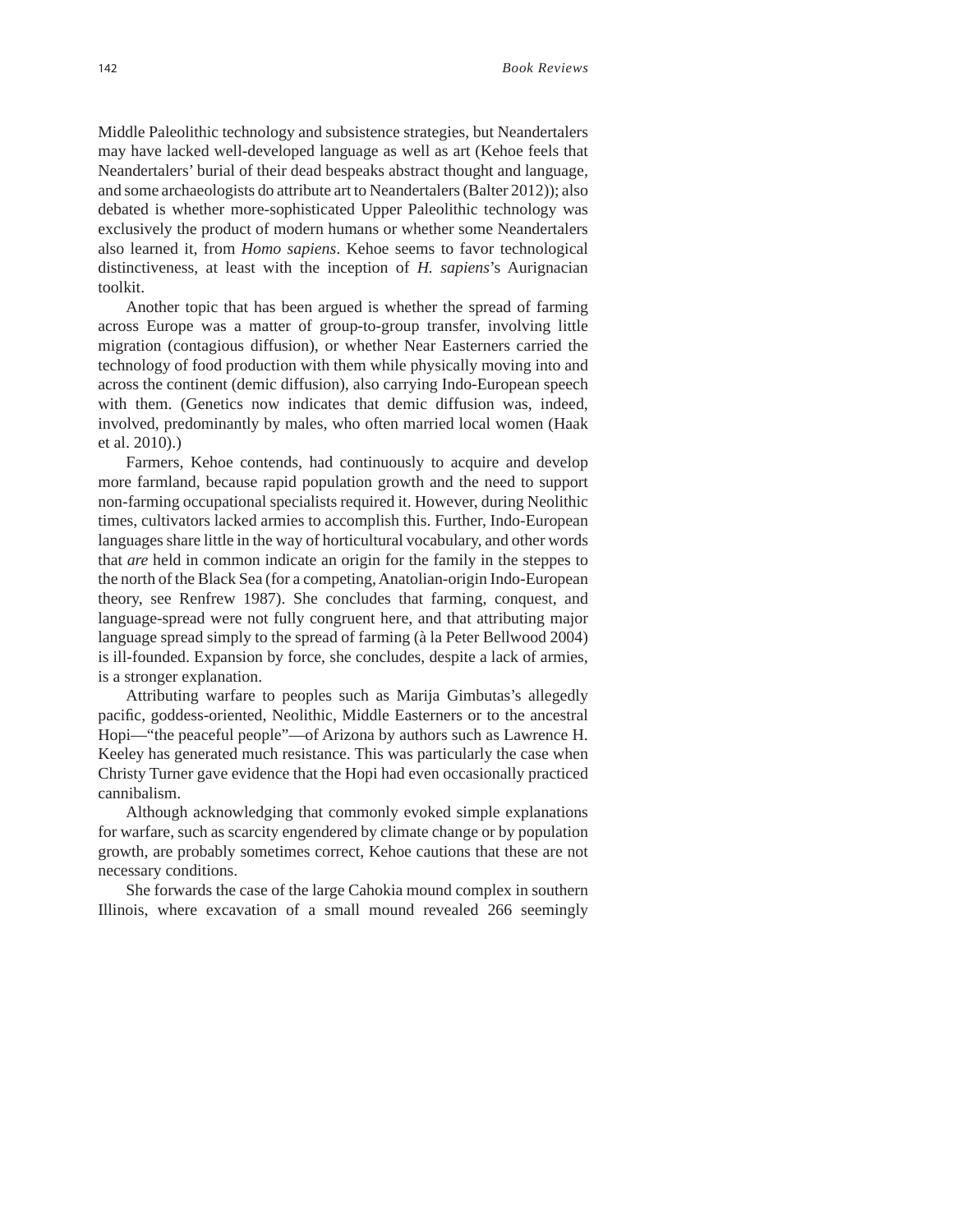Middle Paleolithic technology and subsistence strategies, but Neandertalers may have lacked well-developed language as well as art (Kehoe feels that Neandertalers' burial of their dead bespeaks abstract thought and language, and some archaeologists do attribute art to Neandertalers (Balter 2012)); also debated is whether more-sophisticated Upper Paleolithic technology was exclusively the product of modern humans or whether some Neandertalers also learned it, from *Homo sapiens*. Kehoe seems to favor technological distinctiveness, at least with the inception of *H. sapiens*'s Aurignacian toolkit.

Another topic that has been argued is whether the spread of farming across Europe was a matter of group-to-group transfer, involving little migration (contagious diffusion), or whether Near Easterners carried the technology of food production with them while physically moving into and across the continent (demic diffusion), also carrying Indo-European speech with them. (Genetics now indicates that demic diffusion was, indeed, involved, predominantly by males, who often married local women (Haak et al. 2010).)

Farmers, Kehoe contends, had continuously to acquire and develop more farmland, because rapid population growth and the need to support non-farming occupational specialists required it. However, during Neolithic times, cultivators lacked armies to accomplish this. Further, Indo-European languages share little in the way of horticultural vocabulary, and other words that *are* held in common indicate an origin for the family in the steppes to the north of the Black Sea (for a competing, Anatolian-origin Indo-European theory, see Renfrew 1987). She concludes that farming, conquest, and language-spread were not fully congruent here, and that attributing major language spread simply to the spread of farming (à la Peter Bellwood 2004) is ill-founded. Expansion by force, she concludes, despite a lack of armies, is a stronger explanation.

Attributing warfare to peoples such as Marija Gimbutas's allegedly pacific, goddess-oriented, Neolithic, Middle Easterners or to the ancestral Hopi—"the peaceful people"—of Arizona by authors such as Lawrence H. Keeley has generated much resistance. This was particularly the case when Christy Turner gave evidence that the Hopi had even occasionally practiced cannibalism.

Although acknowledging that commonly evoked simple explanations for warfare, such as scarcity engendered by climate change or by population growth, are probably sometimes correct, Kehoe cautions that these are not necessary conditions.

She forwards the case of the large Cahokia mound complex in southern Illinois, where excavation of a small mound revealed 266 seemingly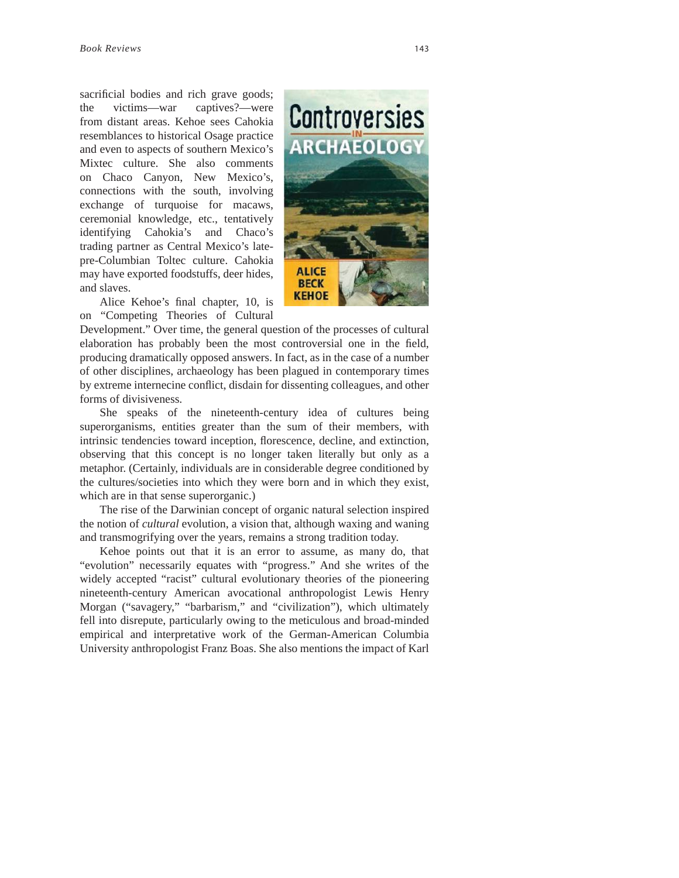sacrificial bodies and rich grave goods; the victims—war captives?—were from distant areas. Kehoe sees Cahokia resemblances to historical Osage practice and even to aspects of southern Mexico's Mixtec culture. She also comments on Chaco Canyon, New Mexico's, connections with the south, involving exchange of turquoise for macaws, ceremonial knowledge, etc., tentatively identifying Cahokia's and Chaco's trading partner as Central Mexico's late-pre-Columbian Toltec culture. Cahokia may have exported foodstuffs, deer hides, and slaves.

Alice Kehoe's final chapter, 10, is on "Competing Theories of Cultural Development." Over time, the general question of the processes of cultural elaboration has probably been the most controversial one in the field, producing dramatically opposed answers. In fact, as in the case of a number of other disciplines, archaeology has been plagued in contemporary times by extreme internecine conflict, disdain for dissenting colleagues, and other forms of divisiveness.

She speaks of the nineteenth-century idea of cultures being superorganisms, entities greater than the sum of their members, with intrinsic tendencies toward inception, florescence, decline, and extinction, observing that this concept is no longer taken literally but only as a metaphor. (Certainly, individuals are in considerable degree conditioned by the cultures/societies into which they were born and in which they exist, which are in that sense superorganic.)

The rise of the Darwinian concept of organic natural selection inspired the notion of *cultural* evolution, a vision that, although waxing and waning and transmogrifying over the years, remains a strong tradition today.

Kehoe points out that it is an error to assume, as many do, that "evolution" necessarily equates with "progress." And she writes of the widely accepted "racist" cultural evolutionary theories of the pioneering nineteenth-century American avocational anthropologist Lewis Henry Morgan ("savagery," "barbarism," and "civilization"), which ultimately fell into disrepute, particularly owing to the meticulous and broad-minded empirical and interpretative work of the German-American Columbia University anthropologist Franz Boas. She also mentions the impact of Karl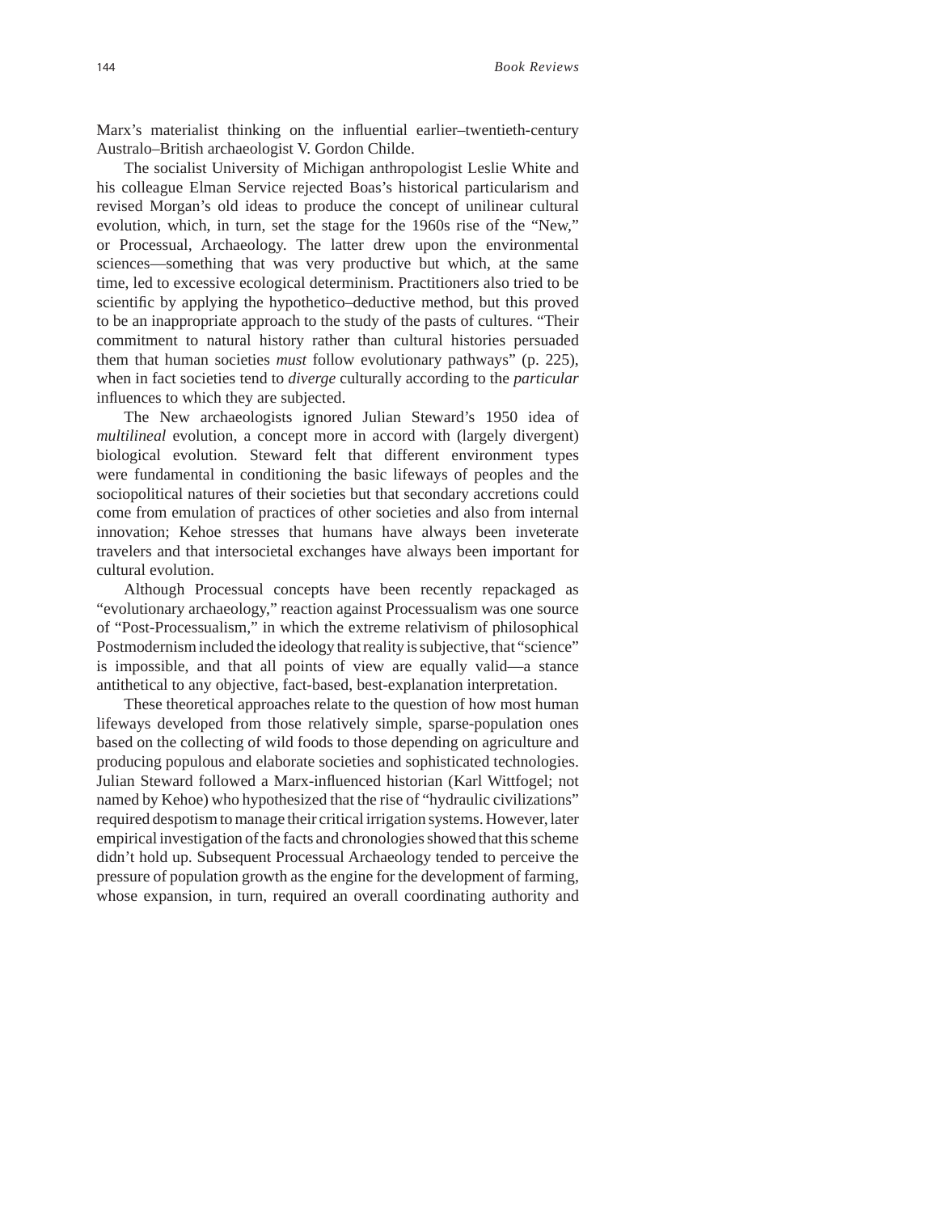Marx's materialist thinking on the influential earlier–twentieth-century Australo–British archaeologist V. Gordon Childe.

The socialist University of Michigan anthropologist Leslie White and his colleague Elman Service rejected Boas's historical particularism and revised Morgan's old ideas to produce the concept of unilinear cultural evolution, which, in turn, set the stage for the 1960s rise of the "New," or Processual, Archaeology. The latter drew upon the environmental sciences—something that was very productive but which, at the same time, led to excessive ecological determinism. Practitioners also tried to be scientific by applying the hypothetico–deductive method, but this proved to be an inappropriate approach to the study of the pasts of cultures. "Their commitment to natural history rather than cultural histories persuaded them that human societies *must* follow evolutionary pathways" (p. 225), when in fact societies tend to *diverge* culturally according to the *particular* influences to which they are subjected.

The New archaeologists ignored Julian Steward's 1950 idea of *multilineal* evolution, a concept more in accord with (largely divergent) biological evolution. Steward felt that different environment types were fundamental in conditioning the basic lifeways of peoples and the sociopolitical natures of their societies but that secondary accretions could come from emulation of practices of other societies and also from internal innovation; Kehoe stresses that humans have always been inveterate travelers and that intersocietal exchanges have always been important for cultural evolution.

Although Processual concepts have been recently repackaged as "evolutionary archaeology," reaction against Processualism was one source of "Post-Processualism," in which the extreme relativism of philosophical Postmodernism included the ideology that reality is subjective, that "science" is impossible, and that all points of view are equally valid—a stance antithetical to any objective, fact-based, best-explanation interpretation.

These theoretical approaches relate to the question of how most human lifeways developed from those relatively simple, sparse-population ones based on the collecting of wild foods to those depending on agriculture and producing populous and elaborate societies and sophisticated technologies. Julian Steward followed a Marx-influenced historian (Karl Wittfogel; not named by Kehoe) who hypothesized that the rise of "hydraulic civilizations" required despotism to manage their critical irrigation systems. However, later empirical investigation of the facts and chronologies showed that this scheme didn't hold up. Subsequent Processual Archaeology tended to perceive the pressure of population growth as the engine for the development of farming, whose expansion, in turn, required an overall coordinating authority and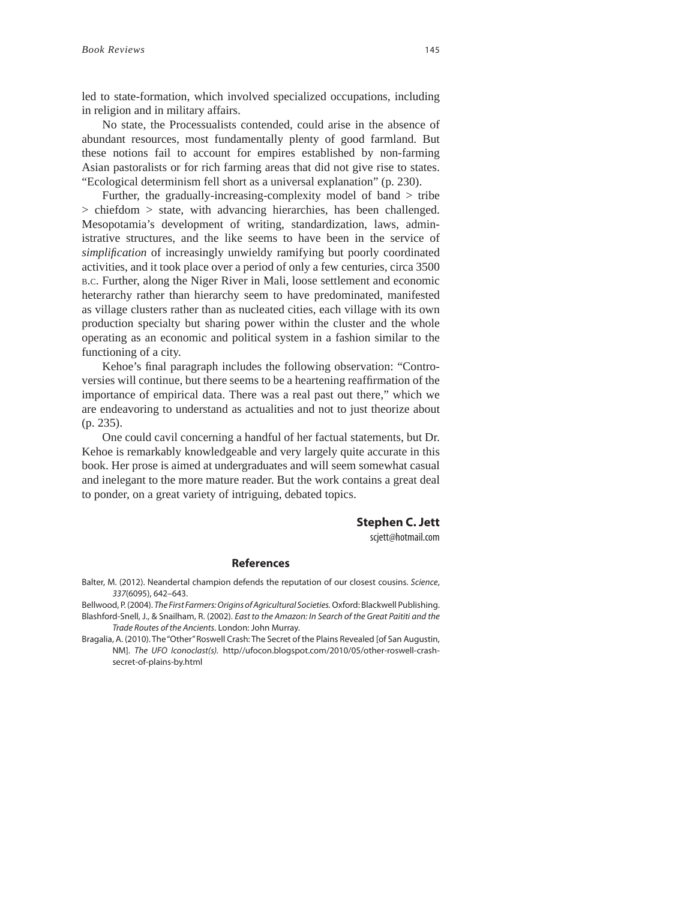led to state-formation, which involved specialized occupations, including in religion and in military affairs.

No state, the Processualists contended, could arise in the absence of abundant resources, most fundamentally plenty of good farmland. But these notions fail to account for empires established by non-farming Asian pastoralists or for rich farming areas that did not give rise to states. "Ecological determinism fell short as a universal explanation" (p. 230).

Further, the gradually-increasing-complexity model of band > tribe > chiefdom > state, with advancing hierarchies, has been challenged. Mesopotamia's development of writing, standardization, laws, administrative structures, and the like seems to have been in the service of *simplification* of increasingly unwieldy ramifying but poorly coordinated activities, and it took place over a period of only a few centuries, circa 3500 B.C. Further, along the Niger River in Mali, loose settlement and economic heterarchy rather than hierarchy seem to have predominated, manifested as village clusters rather than as nucleated cities, each village with its own production specialty but sharing power within the cluster and the whole operating as an economic and political system in a fashion similar to the functioning of a city.

Kehoe's final paragraph includes the following observation: "Controversies will continue, but there seems to be a heartening reaffirmation of the importance of empirical data. There was a real past out there," which we are endeavoring to understand as actualities and not to just theorize about (p. 235).

One could cavil concerning a handful of her factual statements, but Dr. Kehoe is remarkably knowledgeable and very largely quite accurate in this book. Her prose is aimed at undergraduates and will seem somewhat casual and inelegant to the more mature reader. But the work contains a great deal to ponder, on a great variety of intriguing, debated topics.

**Stephen C. Jett**
scjett@hotmail.com

## References

Balter, M. (2012). Neandertal champion defends the reputation of our closest cousins. *Science*, *337*(6095), 642–643.

Bellwood, P. (2004). *The First Farmers: Origins of Agricultural Societies.* Oxford: Blackwell Publishing.

Blashford-Snell, J., & Snailham, R. (2002). *East to the Amazon: In Search of the Great Paititi and the Trade Routes of the Ancients*. London: John Murray.

Bragalia, A. (2010). The "Other" Roswell Crash: The Secret of the Plains Revealed [of San Augustin, NM]. *The UFO Iconoclast(s).* http//ufocon.blogspot.com/2010/05/other-roswell-crash-secret-of-plains-by.html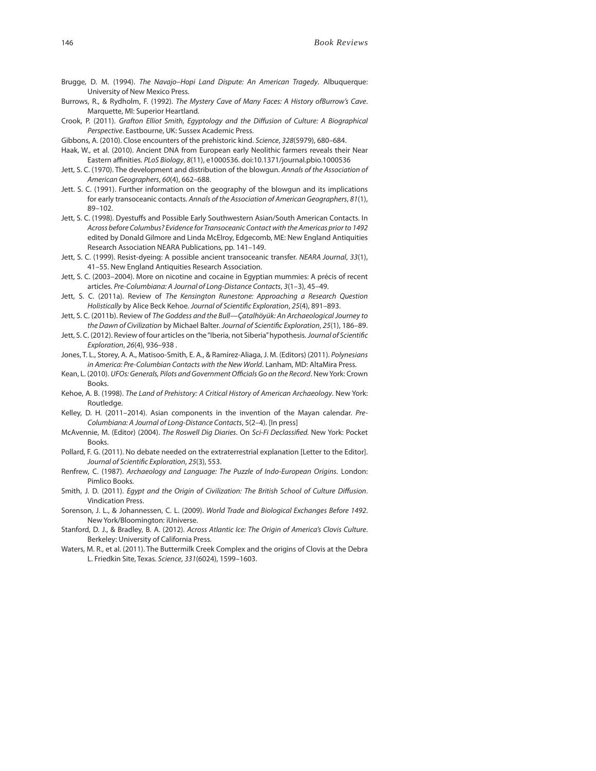Brugge, D. M. (1994). *The Navajo–Hopi Land Dispute: An American Tragedy*. Albuquerque: University of New Mexico Press.

Burrows, R., & Rydholm, F. (1992). *The Mystery Cave of Many Faces: A History ofBurrow's Cave*. Marquette, MI: Superior Heartland.

Crook, P. (2011). *Grafton Elliot Smith, Egyptology and the Diffusion of Culture: A Biographical Perspective*. Eastbourne, UK: Sussex Academic Press.

Gibbons, A. (2010). Close encounters of the prehistoric kind. *Science*, *328*(5979), 680–684.

Haak, W., et al. (2010). Ancient DNA from European early Neolithic farmers reveals their Near Eastern affinities. *PLoS Biology*, *8*(11), e1000536. doi:10.1371/journal.pbio.1000536

Jett, S. C. (1970). The development and distribution of the blowgun. *Annals of the Association of American Geographers*, *60*(4), 662–688.

Jett. S. C. (1991). Further information on the geography of the blowgun and its implications for early transoceanic contacts. *Annals of the Association of American Geographers*, *81*(1), 89–102.

Jett, S. C. (1998). Dyestuffs and Possible Early Southwestern Asian/South American Contacts. In *Across before Columbus? Evidence for Transoceanic Contact with the Americas prior to 1492* edited by Donald Gilmore and Linda McElroy, Edgecomb, ME: New England Antiquities Research Association NEARA Publications, pp. 141–149.

Jett, S. C. (1999). Resist-dyeing: A possible ancient transoceanic transfer. *NEARA Journal*, *33*(1), 41–55. New England Antiquities Research Association.

Jett, S. C. (2003–2004). More on nicotine and cocaine in Egyptian mummies: A précis of recent articles. *Pre-Columbiana: A Journal of Long-Distance Contacts*, *3*(1–3), 45–49.

Jett, S. C. (2011a). Review of *The Kensington Runestone: Approaching a Research Question Holistically* by Alice Beck Kehoe. *Journal of Scientific Exploration*, *25*(4), 891–893.

Jett, S. C. (2011b). Review of *The Goddess and the Bull—Çatalhöyük: An Archaeological Journey to the Dawn of Civilization* by Michael Balter. *Journal of Scientific Exploration*, *25*(1), 186–89.

Jett, S. C. (2012). Review of four articles on the "Iberia, not Siberia" hypothesis. *Journal of Scientific Exploration*, *26*(4), 936–938 .

Jones, T. L., Storey, A. A., Matisoo-Smith, E. A., & Ramírez-Aliaga, J. M. (Editors) (2011). *Polynesians in America: Pre-Columbian Contacts with the New World*. Lanham, MD: AltaMira Press.

Kean, L. (2010). *UFOs: Generals, Pilots and Government Officials Go on the Record*. New York: Crown Books.

Kehoe, A. B. (1998). *The Land of Prehistory: A Critical History of American Archaeology*. New York: Routledge.

Kelley, D. H. (2011–2014). Asian components in the invention of the Mayan calendar. *Pre-Columbiana: A Journal of Long-Distance Contacts*, 5(2–4). [In press]

McAvennie, M. (Editor) (2004). *The Roswell Dig Diaries*. On *Sci-Fi Declassified.* New York: Pocket Books.

Pollard, F. G. (2011). No debate needed on the extraterrestrial explanation [Letter to the Editor]. *Journal of Scientific Exploration*, *25*(3), 553.

Renfrew, C. (1987). *Archaeology and Language: The Puzzle of Indo-European Origins*. London: Pimlico Books.

Smith, J. D. (2011). *Egypt and the Origin of Civilization: The British School of Culture Diffusion*. Vindication Press.

Sorenson, J. L., & Johannessen, C. L. (2009). *World Trade and Biological Exchanges Before 1492*. New York/Bloomington: iUniverse.

Stanford, D. J., & Bradley, B. A. (2012). *Across Atlantic Ice: The Origin of America's Clovis Culture*. Berkeley: University of California Press.

Waters, M. R., et al. (2011). The Buttermilk Creek Complex and the origins of Clovis at the Debra L. Friedkin Site, Texas. *Science*, *331*(6024), 1599–1603.